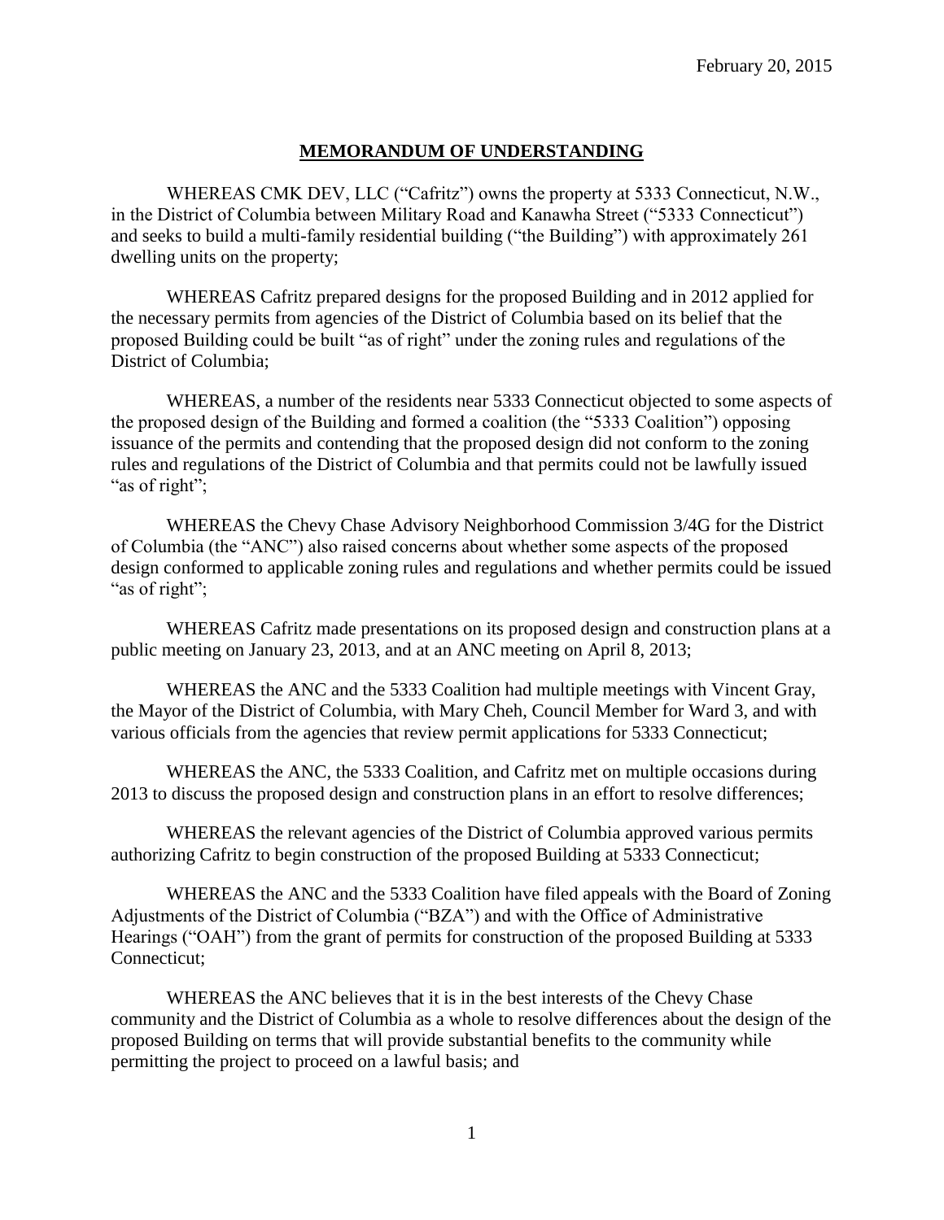February 20, 2015

# MEMORANDUM OF UNDERSTANDING

WHEREAS CMK DEV, LLC ("Cafritz") owns the property at 5333 Connecticut, N.W., in the District of Columbia between Military Road and Kanawha Street ("5333 Connecticut") and seeks to build a multi-family residential building ("the Building") with approximately 261 dwelling units on the property;

WHEREAS Cafritz prepared designs for the proposed Building and in 2012 applied for the necessary permits from agencies of the District of Columbia based on its belief that the proposed Building could be built "as of right" under the zoning rules and regulations of the District of Columbia;

WHEREAS, a number of the residents near 5333 Connecticut objected to some aspects of the proposed design of the Building and formed a coalition (the "5333 Coalition") opposing issuance of the permits and contending that the proposed design did not conform to the zoning rules and regulations of the District of Columbia and that permits could not be lawfully issued "as of right";

WHEREAS the Chevy Chase Advisory Neighborhood Commission 3/4G for the District of Columbia (the "ANC") also raised concerns about whether some aspects of the proposed design conformed to applicable zoning rules and regulations and whether permits could be issued "as of right";

WHEREAS Cafritz made presentations on its proposed design and construction plans at a public meeting on January 23, 2013, and at an ANC meeting on April 8, 2013;

WHEREAS the ANC and the 5333 Coalition had multiple meetings with Vincent Gray, the Mayor of the District of Columbia, with Mary Cheh, Council Member for Ward 3, and with various officials from the agencies that review permit applications for 5333 Connecticut;

WHEREAS the ANC, the 5333 Coalition, and Cafritz met on multiple occasions during 2013 to discuss the proposed design and construction plans in an effort to resolve differences;

WHEREAS the relevant agencies of the District of Columbia approved various permits authorizing Cafritz to begin construction of the proposed Building at 5333 Connecticut;

WHEREAS the ANC and the 5333 Coalition have filed appeals with the Board of Zoning Adjustments of the District of Columbia ("BZA") and with the Office of Administrative Hearings ("OAH") from the grant of permits for construction of the proposed Building at 5333 Connecticut;

WHEREAS the ANC believes that it is in the best interests of the Chevy Chase community and the District of Columbia as a whole to resolve differences about the design of the proposed Building on terms that will provide substantial benefits to the community while permitting the project to proceed on a lawful basis; and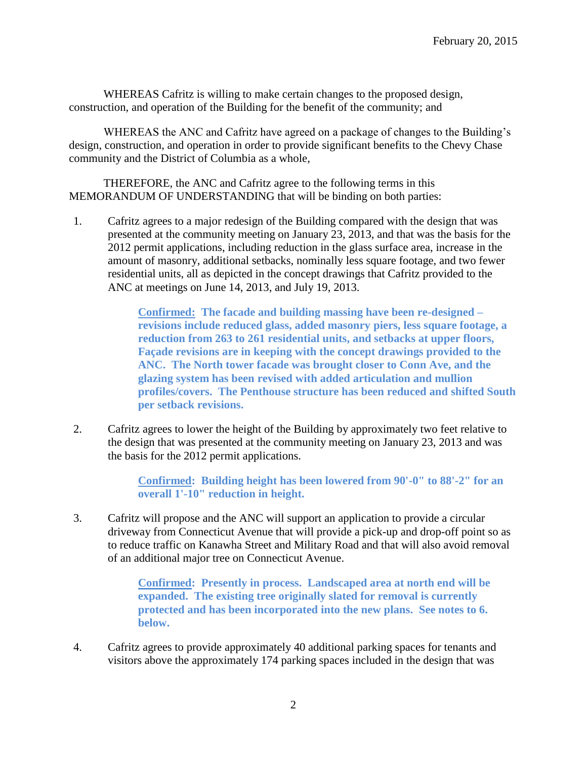February 20, 2015

WHEREAS Cafritz is willing to make certain changes to the proposed design, construction, and operation of the Building for the benefit of the community; and

WHEREAS the ANC and Cafritz have agreed on a package of changes to the Building's design, construction, and operation in order to provide significant benefits to the Chevy Chase community and the District of Columbia as a whole,

THEREFORE, the ANC and Cafritz agree to the following terms in this MEMORANDUM OF UNDERSTANDING that will be binding on both parties:

1. Cafritz agrees to a major redesign of the Building compared with the design that was presented at the community meeting on January 23, 2013, and that was the basis for the 2012 permit applications, including reduction in the glass surface area, increase in the amount of masonry, additional setbacks, nominally less square footage, and two fewer residential units, all as depicted in the concept drawings that Cafritz provided to the ANC at meetings on June 14, 2013, and July 19, 2013.

   **Confirmed: The facade and building massing have been re-designed – revisions include reduced glass, added masonry piers, less square footage, a reduction from 263 to 261 residential units, and setbacks at upper floors, Façade revisions are in keeping with the concept drawings provided to the ANC. The North tower facade was brought closer to Conn Ave, and the glazing system has been revised with added articulation and mullion profiles/covers. The Penthouse structure has been reduced and shifted South per setback revisions.**

2. Cafritz agrees to lower the height of the Building by approximately two feet relative to the design that was presented at the community meeting on January 23, 2013 and was the basis for the 2012 permit applications.

   **Confirmed: Building height has been lowered from 90'-0" to 88'-2" for an overall 1'-10" reduction in height.**

3. Cafritz will propose and the ANC will support an application to provide a circular driveway from Connecticut Avenue that will provide a pick-up and drop-off point so as to reduce traffic on Kanawha Street and Military Road and that will also avoid removal of an additional major tree on Connecticut Avenue.

   **Confirmed: Presently in process. Landscaped area at north end will be expanded. The existing tree originally slated for removal is currently protected and has been incorporated into the new plans. See notes to 6. below.**

4. Cafritz agrees to provide approximately 40 additional parking spaces for tenants and visitors above the approximately 174 parking spaces included in the design that was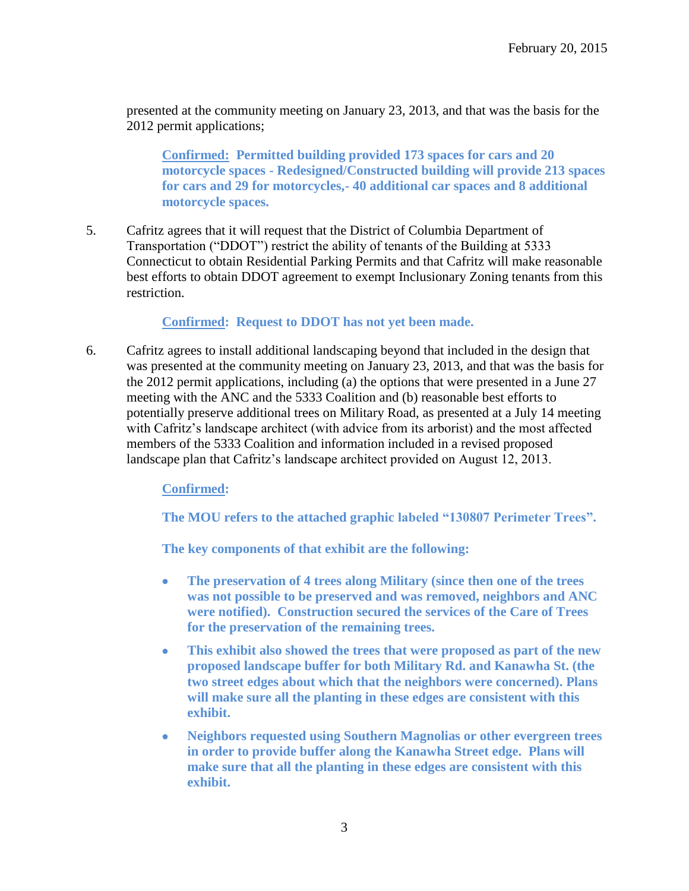presented at the community meeting on January 23, 2013, and that was the basis for the 2012 permit applications;

> **<u>Confirmed:</u> Permitted building provided 173 spaces for cars and 20 motorcycle spaces - Redesigned/Constructed building will provide 213 spaces for cars and 29 for motorcycles,- 40 additional car spaces and 8 additional motorcycle spaces.**

5. Cafritz agrees that it will request that the District of Columbia Department of Transportation ("DDOT") restrict the ability of tenants of the Building at 5333 Connecticut to obtain Residential Parking Permits and that Cafritz will make reasonable best efforts to obtain DDOT agreement to exempt Inclusionary Zoning tenants from this restriction.

   **<u>Confirmed</u>: Request to DDOT has not yet been made.**

6. Cafritz agrees to install additional landscaping beyond that included in the design that was presented at the community meeting on January 23, 2013, and that was the basis for the 2012 permit applications, including (a) the options that were presented in a June 27 meeting with the ANC and the 5333 Coalition and (b) reasonable best efforts to potentially preserve additional trees on Military Road, as presented at a July 14 meeting with Cafritz's landscape architect (with advice from its arborist) and the most affected members of the 5333 Coalition and information included in a revised proposed landscape plan that Cafritz's landscape architect provided on August 12, 2013.

   **<u>Confirmed</u>:**

   **The MOU refers to the attached graphic labeled "130807 Perimeter Trees".**

   **The key components of that exhibit are the following:**

   - **The preservation of 4 trees along Military (since then one of the trees was not possible to be preserved and was removed, neighbors and ANC were notified). Construction secured the services of the Care of Trees for the preservation of the remaining trees.**
   - **This exhibit also showed the trees that were proposed as part of the new proposed landscape buffer for both Military Rd. and Kanawha St. (the two street edges about which that the neighbors were concerned). Plans will make sure all the planting in these edges are consistent with this exhibit.**
   - **Neighbors requested using Southern Magnolias or other evergreen trees in order to provide buffer along the Kanawha Street edge. Plans will make sure that all the planting in these edges are consistent with this exhibit.**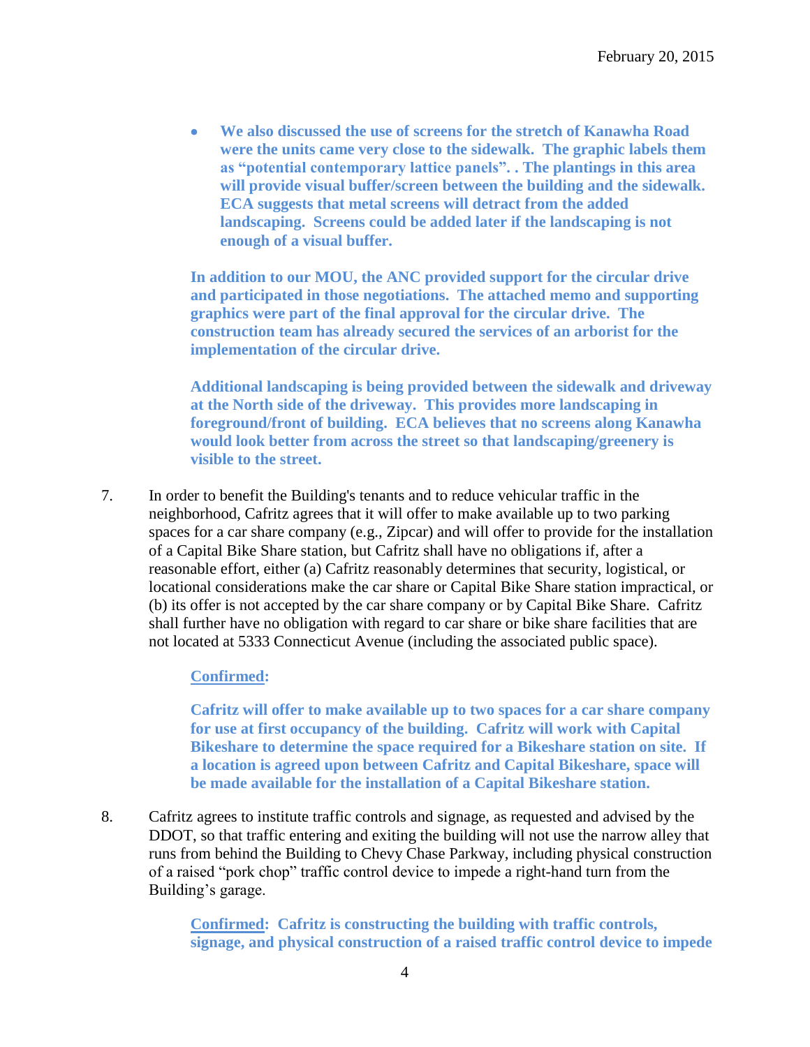- **We also discussed the use of screens for the stretch of Kanawha Road were the units came very close to the sidewalk. The graphic labels them as "potential contemporary lattice panels". . The plantings in this area will provide visual buffer/screen between the building and the sidewalk. ECA suggests that metal screens will detract from the added landscaping. Screens could be added later if the landscaping is not enough of a visual buffer.**

**In addition to our MOU, the ANC provided support for the circular drive and participated in those negotiations. The attached memo and supporting graphics were part of the final approval for the circular drive. The construction team has already secured the services of an arborist for the implementation of the circular drive.**

**Additional landscaping is being provided between the sidewalk and driveway at the North side of the driveway. This provides more landscaping in foreground/front of building. ECA believes that no screens along Kanawha would look better from across the street so that landscaping/greenery is visible to the street.**

7. In order to benefit the Building's tenants and to reduce vehicular traffic in the neighborhood, Cafritz agrees that it will offer to make available up to two parking spaces for a car share company (e.g., Zipcar) and will offer to provide for the installation of a Capital Bike Share station, but Cafritz shall have no obligations if, after a reasonable effort, either (a) Cafritz reasonably determines that security, logistical, or locational considerations make the car share or Capital Bike Share station impractical, or (b) its offer is not accepted by the car share company or by Capital Bike Share. Cafritz shall further have no obligation with regard to car share or bike share facilities that are not located at 5333 Connecticut Avenue (including the associated public space).

   **<u>Confirmed</u>:**

   **Cafritz will offer to make available up to two spaces for a car share company for use at first occupancy of the building. Cafritz will work with Capital Bikeshare to determine the space required for a Bikeshare station on site. If a location is agreed upon between Cafritz and Capital Bikeshare, space will be made available for the installation of a Capital Bikeshare station.**

8. Cafritz agrees to institute traffic controls and signage, as requested and advised by the DDOT, so that traffic entering and exiting the building will not use the narrow alley that runs from behind the Building to Chevy Chase Parkway, including physical construction of a raised "pork chop" traffic control device to impede a right-hand turn from the Building's garage.

   **<u>Confirmed</u>: Cafritz is constructing the building with traffic controls, signage, and physical construction of a raised traffic control device to impede**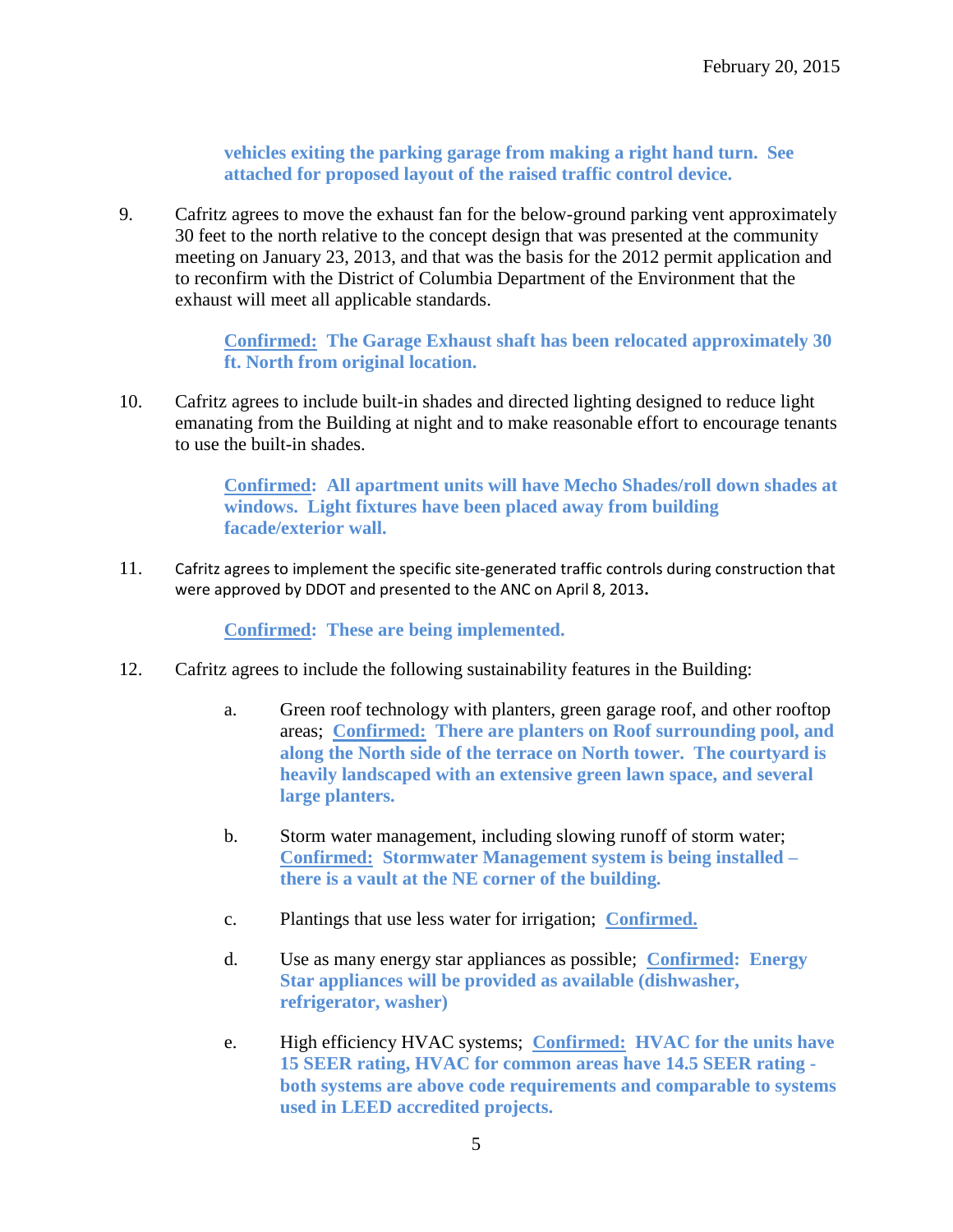**vehicles exiting the parking garage from making a right hand turn. See attached for proposed layout of the raised traffic control device.**

9. Cafritz agrees to move the exhaust fan for the below-ground parking vent approximately 30 feet to the north relative to the concept design that was presented at the community meeting on January 23, 2013, and that was the basis for the 2012 permit application and to reconfirm with the District of Columbia Department of the Environment that the exhaust will meet all applicable standards.

   **Confirmed: The Garage Exhaust shaft has been relocated approximately 30 ft. North from original location.**

10. Cafritz agrees to include built-in shades and directed lighting designed to reduce light emanating from the Building at night and to make reasonable effort to encourage tenants to use the built-in shades.

    **Confirmed: All apartment units will have Mecho Shades/roll down shades at windows. Light fixtures have been placed away from building facade/exterior wall.**

11. Cafritz agrees to implement the specific site-generated traffic controls during construction that were approved by DDOT and presented to the ANC on April 8, 2013.

    **Confirmed: These are being implemented.**

12. Cafritz agrees to include the following sustainability features in the Building:

    a. Green roof technology with planters, green garage roof, and other rooftop areas; **Confirmed: There are planters on Roof surrounding pool, and along the North side of the terrace on North tower. The courtyard is heavily landscaped with an extensive green lawn space, and several large planters.**

    b. Storm water management, including slowing runoff of storm water; **Confirmed: Stormwater Management system is being installed – there is a vault at the NE corner of the building.**

    c. Plantings that use less water for irrigation; **Confirmed.**

    d. Use as many energy star appliances as possible; **Confirmed: Energy Star appliances will be provided as available (dishwasher, refrigerator, washer)**

    e. High efficiency HVAC systems; **Confirmed: HVAC for the units have 15 SEER rating, HVAC for common areas have 14.5 SEER rating - both systems are above code requirements and comparable to systems used in LEED accredited projects.**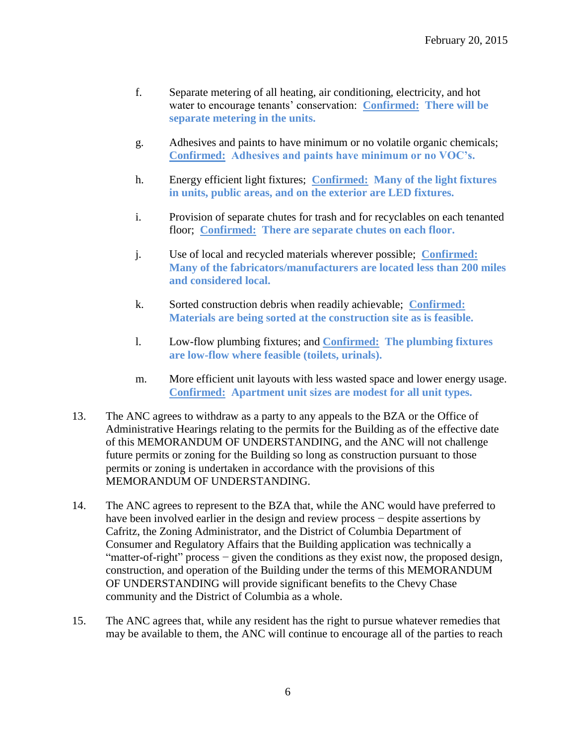f. Separate metering of all heating, air conditioning, electricity, and hot water to encourage tenants' conservation: **Confirmed: There will be separate metering in the units.**

g. Adhesives and paints to have minimum or no volatile organic chemicals; **Confirmed: Adhesives and paints have minimum or no VOC's.**

h. Energy efficient light fixtures; **Confirmed: Many of the light fixtures in units, public areas, and on the exterior are LED fixtures.**

i. Provision of separate chutes for trash and for recyclables on each tenanted floor; **Confirmed: There are separate chutes on each floor.**

j. Use of local and recycled materials wherever possible; **Confirmed: Many of the fabricators/manufacturers are located less than 200 miles and considered local.**

k. Sorted construction debris when readily achievable; **Confirmed: Materials are being sorted at the construction site as is feasible.**

l. Low-flow plumbing fixtures; and **Confirmed: The plumbing fixtures are low-flow where feasible (toilets, urinals).**

m. More efficient unit layouts with less wasted space and lower energy usage. **Confirmed: Apartment unit sizes are modest for all unit types.**

13. The ANC agrees to withdraw as a party to any appeals to the BZA or the Office of Administrative Hearings relating to the permits for the Building as of the effective date of this MEMORANDUM OF UNDERSTANDING, and the ANC will not challenge future permits or zoning for the Building so long as construction pursuant to those permits or zoning is undertaken in accordance with the provisions of this MEMORANDUM OF UNDERSTANDING.

14. The ANC agrees to represent to the BZA that, while the ANC would have preferred to have been involved earlier in the design and review process − despite assertions by Cafritz, the Zoning Administrator, and the District of Columbia Department of Consumer and Regulatory Affairs that the Building application was technically a "matter-of-right" process − given the conditions as they exist now, the proposed design, construction, and operation of the Building under the terms of this MEMORANDUM OF UNDERSTANDING will provide significant benefits to the Chevy Chase community and the District of Columbia as a whole.

15. The ANC agrees that, while any resident has the right to pursue whatever remedies that may be available to them, the ANC will continue to encourage all of the parties to reach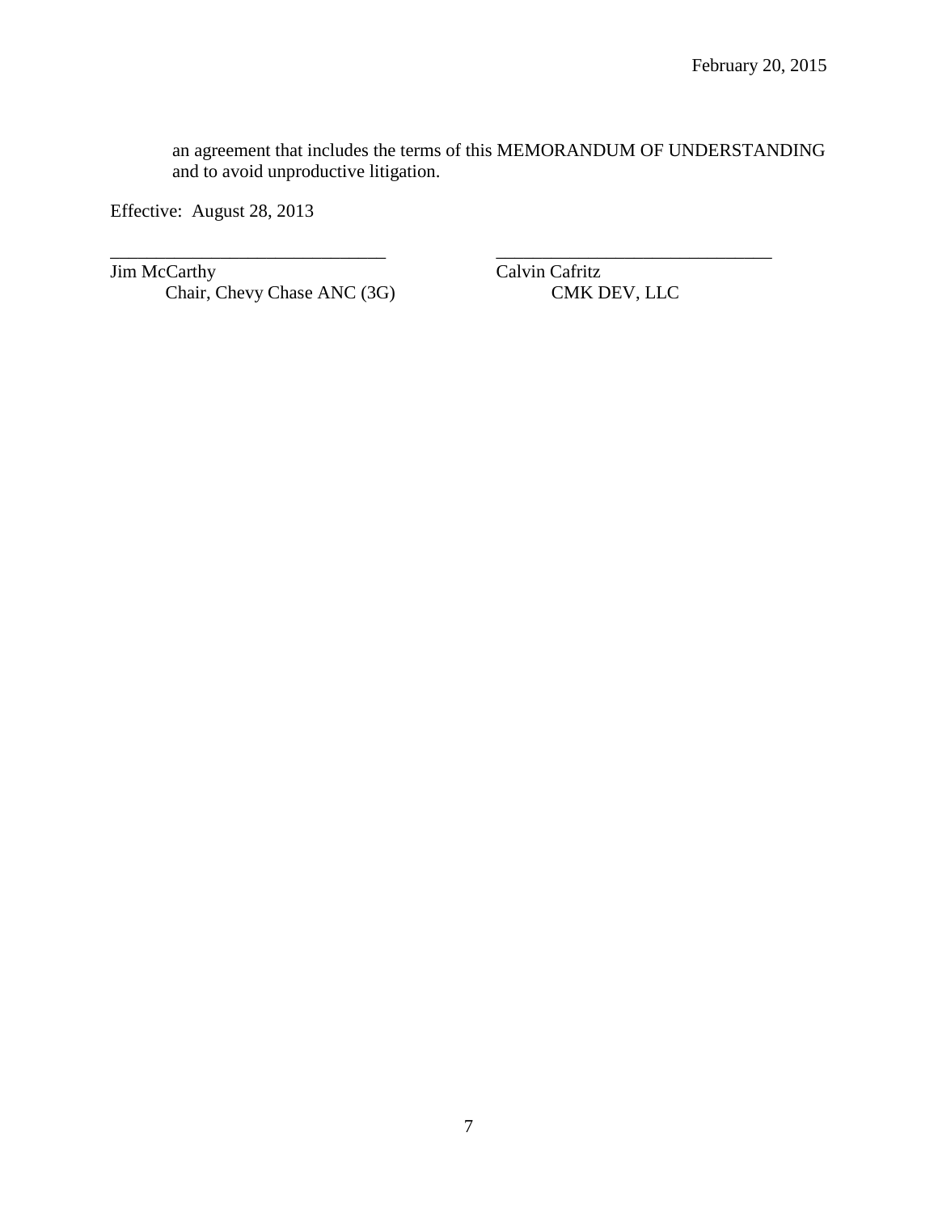an agreement that includes the terms of this MEMORANDUM OF UNDERSTANDING and to avoid unproductive litigation.

Effective: August 28, 2013

| | |
|---|---|
| _______________________________ | _______________________________ |
| Jim McCarthy | Calvin Cafritz |
| Chair, Chevy Chase ANC (3G) | CMK DEV, LLC |